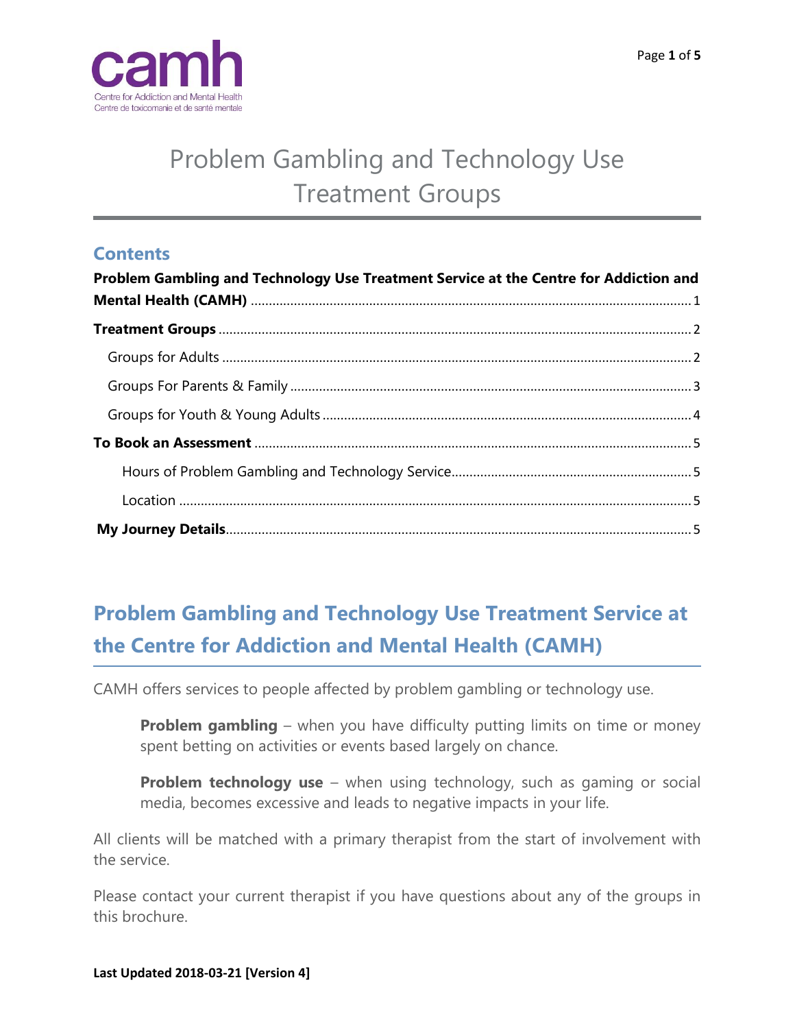# Problem Gambling and Technology Use Treatment Groups

## Contents

**Problem Gambling and Technology Use Treatment Service at the Centre for Addiction and Mental Health (CAMH)** ........ 1

**Treatment Groups** ........ 2

- Groups for Adults ........ 2
- Groups For Parents & Family ........ 3
- Groups for Youth & Young Adults ........ 4

**To Book an Assessment** ........ 5

- Hours of Problem Gambling and Technology Service ........ 5
- Location ........ 5

**My Journey Details** ........ 5

## Problem Gambling and Technology Use Treatment Service at the Centre for Addiction and Mental Health (CAMH)

CAMH offers services to people affected by problem gambling or technology use.

> **Problem gambling** – when you have difficulty putting limits on time or money spent betting on activities or events based largely on chance.
>
> **Problem technology use** – when using technology, such as gaming or social media, becomes excessive and leads to negative impacts in your life.

All clients will be matched with a primary therapist from the start of involvement with the service.

Please contact your current therapist if you have questions about any of the groups in this brochure.

**Last Updated 2018-03-21 [Version 4]**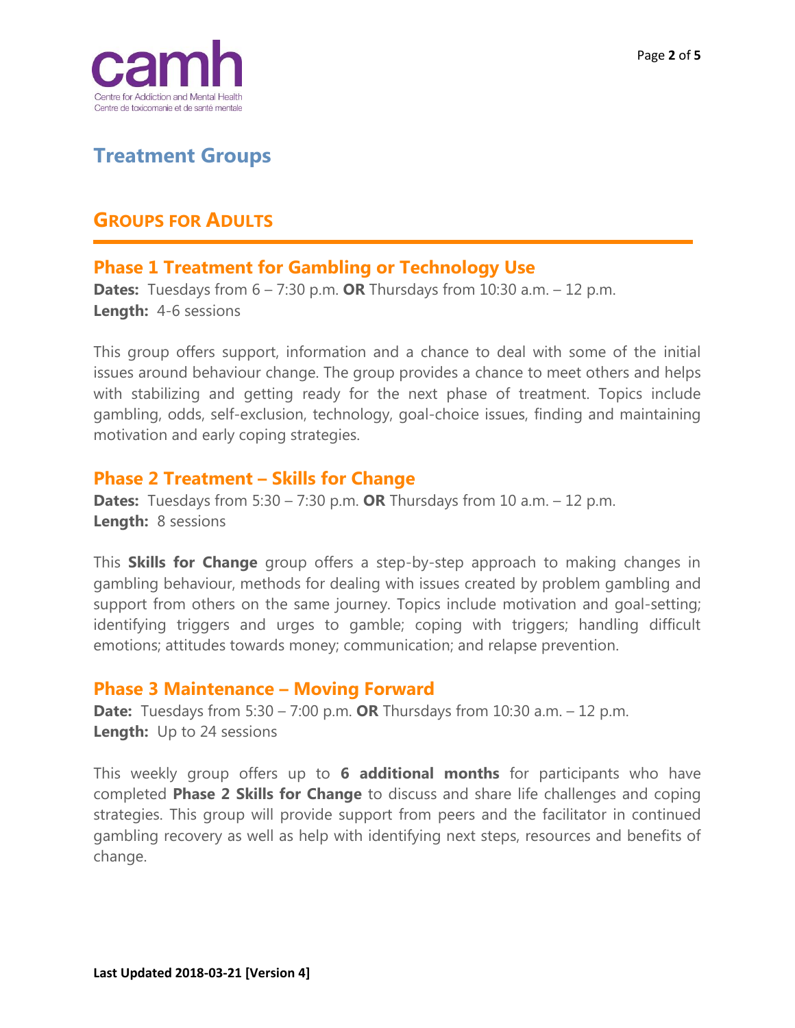# Treatment Groups

## GROUPS FOR ADULTS

### Phase 1 Treatment for Gambling or Technology Use

**Dates:** Tuesdays from 6 – 7:30 p.m. **OR** Thursdays from 10:30 a.m. – 12 p.m.
**Length:** 4-6 sessions

This group offers support, information and a chance to deal with some of the initial issues around behaviour change. The group provides a chance to meet others and helps with stabilizing and getting ready for the next phase of treatment. Topics include gambling, odds, self-exclusion, technology, goal-choice issues, finding and maintaining motivation and early coping strategies.

### Phase 2 Treatment – Skills for Change

**Dates:** Tuesdays from 5:30 – 7:30 p.m. **OR** Thursdays from 10 a.m. – 12 p.m.
**Length:** 8 sessions

This **Skills for Change** group offers a step-by-step approach to making changes in gambling behaviour, methods for dealing with issues created by problem gambling and support from others on the same journey. Topics include motivation and goal-setting; identifying triggers and urges to gamble; coping with triggers; handling difficult emotions; attitudes towards money; communication; and relapse prevention.

### Phase 3 Maintenance – Moving Forward

**Date:** Tuesdays from 5:30 – 7:00 p.m. **OR** Thursdays from 10:30 a.m. – 12 p.m.
**Length:** Up to 24 sessions

This weekly group offers up to **6 additional months** for participants who have completed **Phase 2 Skills for Change** to discuss and share life challenges and coping strategies. This group will provide support from peers and the facilitator in continued gambling recovery as well as help with identifying next steps, resources and benefits of change.

**Last Updated 2018-03-21 [Version 4]**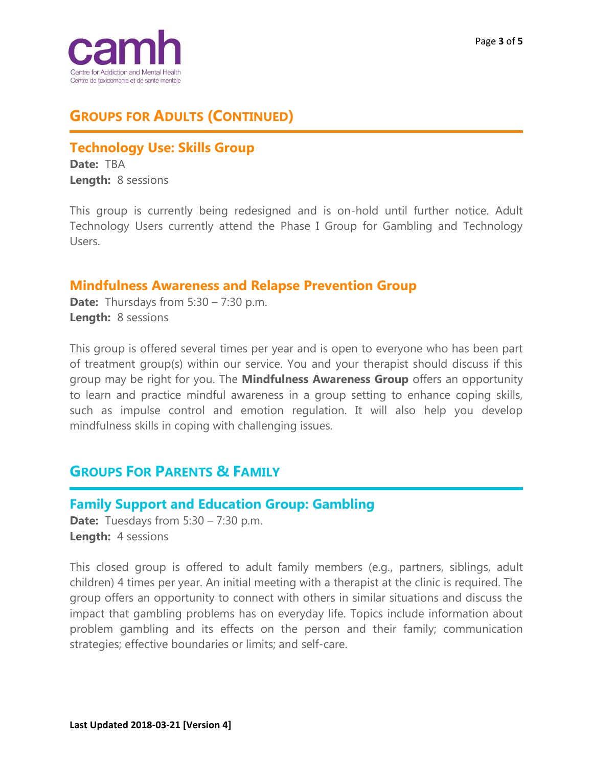## GROUPS FOR ADULTS (CONTINUED)

### Technology Use: Skills Group

**Date:** TBA
**Length:** 8 sessions

This group is currently being redesigned and is on-hold until further notice. Adult Technology Users currently attend the Phase I Group for Gambling and Technology Users.

### Mindfulness Awareness and Relapse Prevention Group

**Date:** Thursdays from 5:30 – 7:30 p.m.
**Length:** 8 sessions

This group is offered several times per year and is open to everyone who has been part of treatment group(s) within our service. You and your therapist should discuss if this group may be right for you. The **Mindfulness Awareness Group** offers an opportunity to learn and practice mindful awareness in a group setting to enhance coping skills, such as impulse control and emotion regulation. It will also help you develop mindfulness skills in coping with challenging issues.

## GROUPS FOR PARENTS & FAMILY

### Family Support and Education Group: Gambling

**Date:** Tuesdays from 5:30 – 7:30 p.m.
**Length:** 4 sessions

This closed group is offered to adult family members (e.g., partners, siblings, adult children) 4 times per year. An initial meeting with a therapist at the clinic is required. The group offers an opportunity to connect with others in similar situations and discuss the impact that gambling problems has on everyday life. Topics include information about problem gambling and its effects on the person and their family; communication strategies; effective boundaries or limits; and self-care.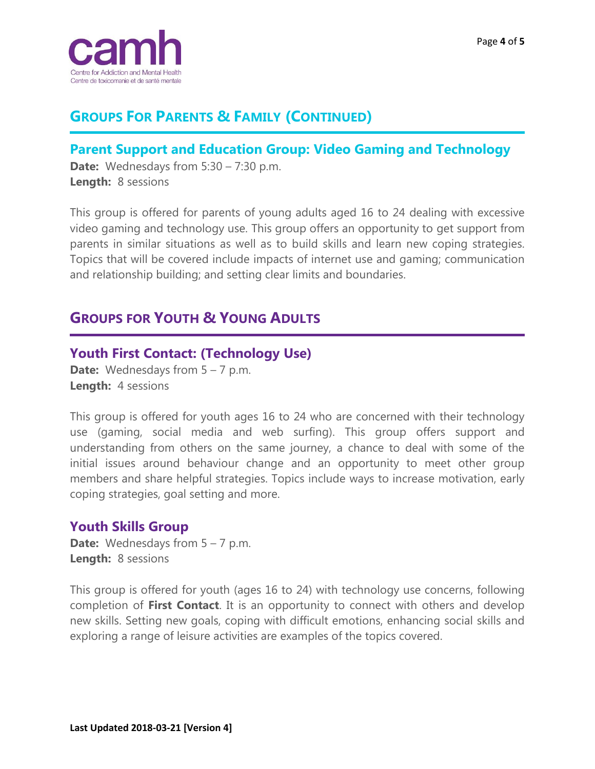## GROUPS FOR PARENTS & FAMILY (CONTINUED)

### Parent Support and Education Group: Video Gaming and Technology

**Date:** Wednesdays from 5:30 – 7:30 p.m.
**Length:** 8 sessions

This group is offered for parents of young adults aged 16 to 24 dealing with excessive video gaming and technology use. This group offers an opportunity to get support from parents in similar situations as well as to build skills and learn new coping strategies. Topics that will be covered include impacts of internet use and gaming; communication and relationship building; and setting clear limits and boundaries.

## GROUPS FOR YOUTH & YOUNG ADULTS

### Youth First Contact: (Technology Use)

**Date:** Wednesdays from 5 – 7 p.m.
**Length:** 4 sessions

This group is offered for youth ages 16 to 24 who are concerned with their technology use (gaming, social media and web surfing). This group offers support and understanding from others on the same journey, a chance to deal with some of the initial issues around behaviour change and an opportunity to meet other group members and share helpful strategies. Topics include ways to increase motivation, early coping strategies, goal setting and more.

### Youth Skills Group

**Date:** Wednesdays from 5 – 7 p.m.
**Length:** 8 sessions

This group is offered for youth (ages 16 to 24) with technology use concerns, following completion of **First Contact**. It is an opportunity to connect with others and develop new skills. Setting new goals, coping with difficult emotions, enhancing social skills and exploring a range of leisure activities are examples of the topics covered.

**Last Updated 2018-03-21 [Version 4]**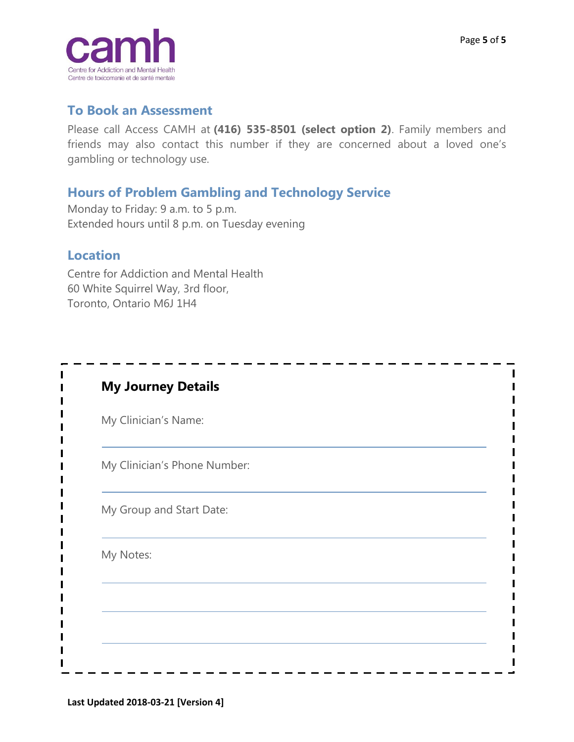## To Book an Assessment

Please call Access CAMH at **(416) 535-8501 (select option 2)**. Family members and friends may also contact this number if they are concerned about a loved one's gambling or technology use.

## Hours of Problem Gambling and Technology Service

Monday to Friday: 9 a.m. to 5 p.m.
Extended hours until 8 p.m. on Tuesday evening

## Location

Centre for Addiction and Mental Health
60 White Squirrel Way, 3rd floor,
Toronto, Ontario M6J 1H4

### My Journey Details

My Clinician's Name:

My Clinician's Phone Number:

My Group and Start Date:

My Notes:

**Last Updated 2018-03-21 [Version 4]**